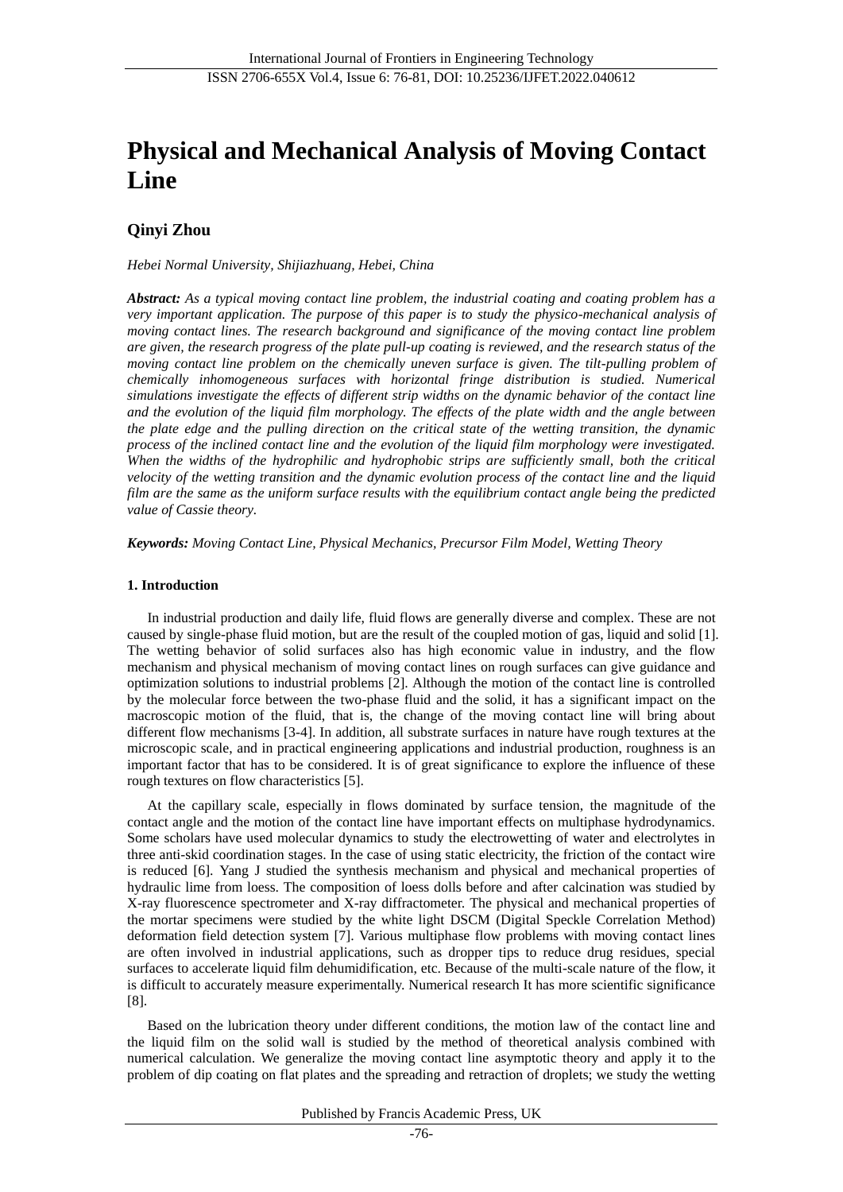# Physical and Mechanical Analysis of Moving Contact Line

**Qinyi Zhou**

*Hebei Normal University, Shijiazhuang, Hebei, China*

***Abstract:*** *As a typical moving contact line problem, the industrial coating and coating problem has a very important application. The purpose of this paper is to study the physico-mechanical analysis of moving contact lines. The research background and significance of the moving contact line problem are given, the research progress of the plate pull-up coating is reviewed, and the research status of the moving contact line problem on the chemically uneven surface is given. The tilt-pulling problem of chemically inhomogeneous surfaces with horizontal fringe distribution is studied. Numerical simulations investigate the effects of different strip widths on the dynamic behavior of the contact line and the evolution of the liquid film morphology. The effects of the plate width and the angle between the plate edge and the pulling direction on the critical state of the wetting transition, the dynamic process of the inclined contact line and the evolution of the liquid film morphology were investigated. When the widths of the hydrophilic and hydrophobic strips are sufficiently small, both the critical velocity of the wetting transition and the dynamic evolution process of the contact line and the liquid film are the same as the uniform surface results with the equilibrium contact angle being the predicted value of Cassie theory.*

***Keywords:*** *Moving Contact Line, Physical Mechanics, Precursor Film Model, Wetting Theory*

## 1. Introduction

In industrial production and daily life, fluid flows are generally diverse and complex. These are not caused by single-phase fluid motion, but are the result of the coupled motion of gas, liquid and solid [1]. The wetting behavior of solid surfaces also has high economic value in industry, and the flow mechanism and physical mechanism of moving contact lines on rough surfaces can give guidance and optimization solutions to industrial problems [2]. Although the motion of the contact line is controlled by the molecular force between the two-phase fluid and the solid, it has a significant impact on the macroscopic motion of the fluid, that is, the change of the moving contact line will bring about different flow mechanisms [3-4]. In addition, all substrate surfaces in nature have rough textures at the microscopic scale, and in practical engineering applications and industrial production, roughness is an important factor that has to be considered. It is of great significance to explore the influence of these rough textures on flow characteristics [5].

At the capillary scale, especially in flows dominated by surface tension, the magnitude of the contact angle and the motion of the contact line have important effects on multiphase hydrodynamics. Some scholars have used molecular dynamics to study the electrowetting of water and electrolytes in three anti-skid coordination stages. In the case of using static electricity, the friction of the contact wire is reduced [6]. Yang J studied the synthesis mechanism and physical and mechanical properties of hydraulic lime from loess. The composition of loess dolls before and after calcination was studied by X-ray fluorescence spectrometer and X-ray diffractometer. The physical and mechanical properties of the mortar specimens were studied by the white light DSCM (Digital Speckle Correlation Method) deformation field detection system [7]. Various multiphase flow problems with moving contact lines are often involved in industrial applications, such as dropper tips to reduce drug residues, special surfaces to accelerate liquid film dehumidification, etc. Because of the multi-scale nature of the flow, it is difficult to accurately measure experimentally. Numerical research It has more scientific significance [8].

Based on the lubrication theory under different conditions, the motion law of the contact line and the liquid film on the solid wall is studied by the method of theoretical analysis combined with numerical calculation. We generalize the moving contact line asymptotic theory and apply it to the problem of dip coating on flat plates and the spreading and retraction of droplets; we study the wetting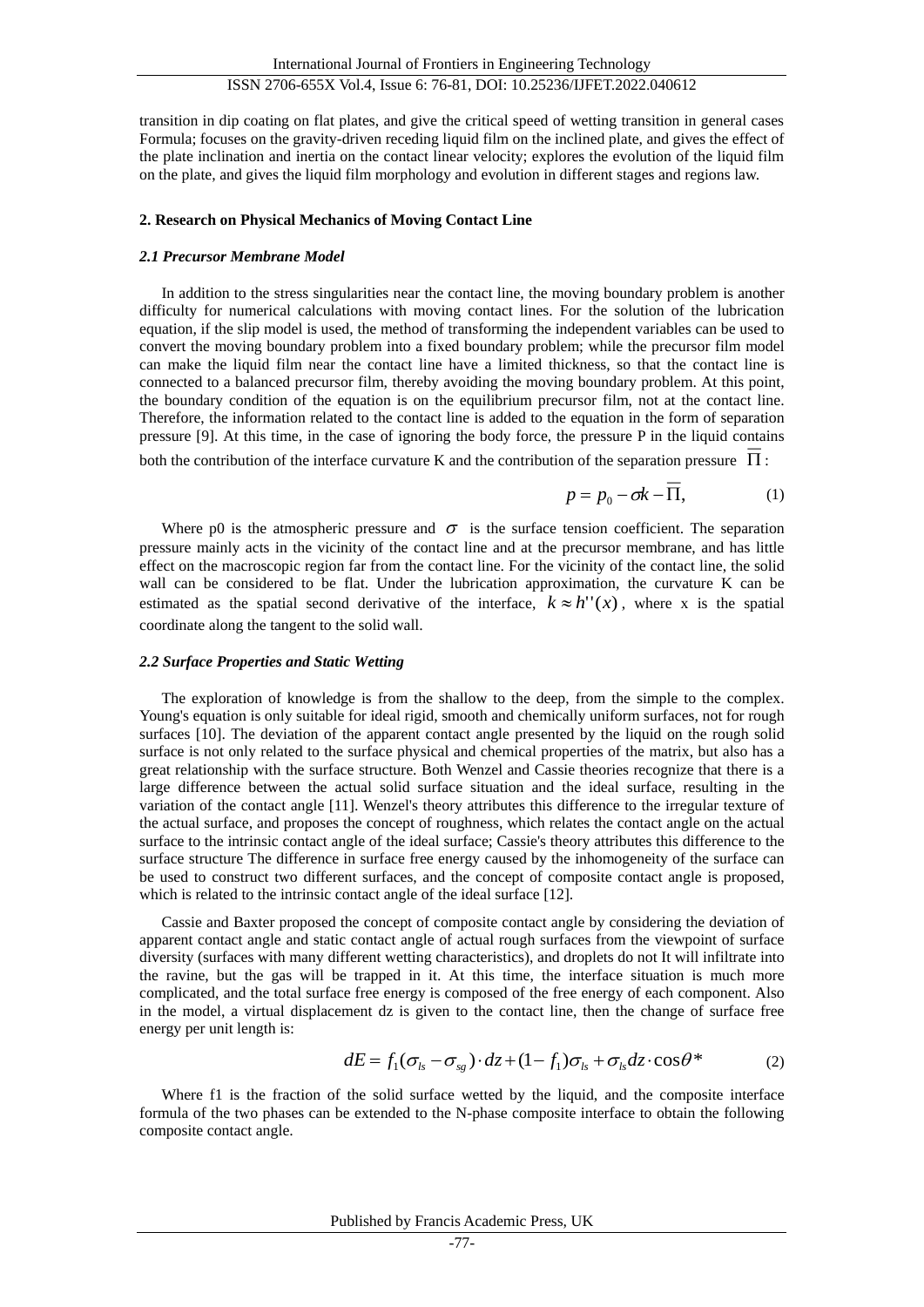transition in dip coating on flat plates, and give the critical speed of wetting transition in general cases Formula; focuses on the gravity-driven receding liquid film on the inclined plate, and gives the effect of the plate inclination and inertia on the contact linear velocity; explores the evolution of the liquid film on the plate, and gives the liquid film morphology and evolution in different stages and regions law.

## 2. Research on Physical Mechanics of Moving Contact Line

### *2.1 Precursor Membrane Model*

In addition to the stress singularities near the contact line, the moving boundary problem is another difficulty for numerical calculations with moving contact lines. For the solution of the lubrication equation, if the slip model is used, the method of transforming the independent variables can be used to convert the moving boundary problem into a fixed boundary problem; while the precursor film model can make the liquid film near the contact line have a limited thickness, so that the contact line is connected to a balanced precursor film, thereby avoiding the moving boundary problem. At this point, the boundary condition of the equation is on the equilibrium precursor film, not at the contact line. Therefore, the information related to the contact line is added to the equation in the form of separation pressure [9]. At this time, in the case of ignoring the body force, the pressure P in the liquid contains both the contribution of the interface curvature K and the contribution of the separation pressure $\overline{\Pi}$:

$$p = p_0 - \sigma k - \overline{\Pi}, \tag{1}$$

Where p0 is the atmospheric pressure and $\sigma$ is the surface tension coefficient. The separation pressure mainly acts in the vicinity of the contact line and at the precursor membrane, and has little effect on the macroscopic region far from the contact line. For the vicinity of the contact line, the solid wall can be considered to be flat. Under the lubrication approximation, the curvature K can be estimated as the spatial second derivative of the interface, $k \approx h''(x)$, where x is the spatial coordinate along the tangent to the solid wall.

### *2.2 Surface Properties and Static Wetting*

The exploration of knowledge is from the shallow to the deep, from the simple to the complex. Young's equation is only suitable for ideal rigid, smooth and chemically uniform surfaces, not for rough surfaces [10]. The deviation of the apparent contact angle presented by the liquid on the rough solid surface is not only related to the surface physical and chemical properties of the matrix, but also has a great relationship with the surface structure. Both Wenzel and Cassie theories recognize that there is a large difference between the actual solid surface situation and the ideal surface, resulting in the variation of the contact angle [11]. Wenzel's theory attributes this difference to the irregular texture of the actual surface, and proposes the concept of roughness, which relates the contact angle on the actual surface to the intrinsic contact angle of the ideal surface; Cassie's theory attributes this difference to the surface structure The difference in surface free energy caused by the inhomogeneity of the surface can be used to construct two different surfaces, and the concept of composite contact angle is proposed, which is related to the intrinsic contact angle of the ideal surface [12].

Cassie and Baxter proposed the concept of composite contact angle by considering the deviation of apparent contact angle and static contact angle of actual rough surfaces from the viewpoint of surface diversity (surfaces with many different wetting characteristics), and droplets do not It will infiltrate into the ravine, but the gas will be trapped in it. At this time, the interface situation is much more complicated, and the total surface free energy is composed of the free energy of each component. Also in the model, a virtual displacement dz is given to the contact line, then the change of surface free energy per unit length is:

$$dE = f_1(\sigma_{ls} - \sigma_{sg}) \cdot dz + (1 - f_1)\sigma_{ls} + \sigma_{ls} dz \cdot \cos\theta^* \tag{2}$$

Where f1 is the fraction of the solid surface wetted by the liquid, and the composite interface formula of the two phases can be extended to the N-phase composite interface to obtain the following composite contact angle.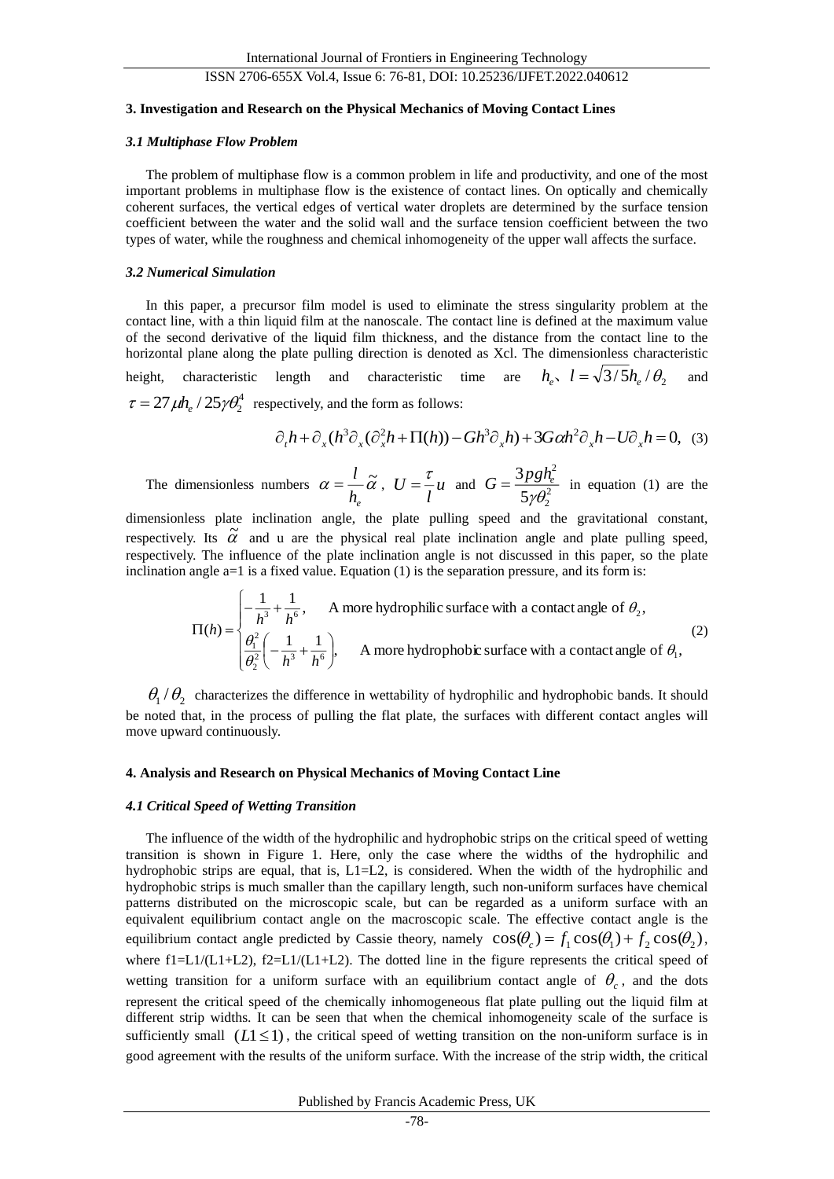### 3. Investigation and Research on the Physical Mechanics of Moving Contact Lines

#### *3.1 Multiphase Flow Problem*

The problem of multiphase flow is a common problem in life and productivity, and one of the most important problems in multiphase flow is the existence of contact lines. On optically and chemically coherent surfaces, the vertical edges of vertical water droplets are determined by the surface tension coefficient between the water and the solid wall and the surface tension coefficient between the two types of water, while the roughness and chemical inhomogeneity of the upper wall affects the surface.

#### *3.2 Numerical Simulation*

In this paper, a precursor film model is used to eliminate the stress singularity problem at the contact line, with a thin liquid film at the nanoscale. The contact line is defined at the maximum value of the second derivative of the liquid film thickness, and the distance from the contact line to the horizontal plane along the plate pulling direction is denoted as Xcl. The dimensionless characteristic height, characteristic length and characteristic time are $h_e$、$l = \sqrt{3/5}h_e/\theta_2$ and $\tau = 27\mu h_e / 25\gamma\theta_2^4$ respectively, and the form as follows:

$$\partial_t h + \partial_x (h^3 \partial_x (\partial_x^2 h + \Pi(h)) - G h^3 \partial_x h) + 3G\alpha h^2 \partial_x h - U \partial_x h = 0, \quad (3)$$

The dimensionless numbers $\alpha = \frac{l}{h_e}\tilde{\alpha}$, $U = \frac{\tau}{l}u$ and $G = \frac{3pgh_e^2}{5\gamma\theta_2^2}$ in equation (1) are the dimensionless plate inclination angle, the plate pulling speed and the gravitational constant, respectively. Its $\tilde{\alpha}$ and u are the physical real plate inclination angle and plate pulling speed, respectively. The influence of the plate inclination angle is not discussed in this paper, so the plate inclination angle a=1 is a fixed value. Equation (1) is the separation pressure, and its form is:

$$\Pi(h) = \begin{cases} -\dfrac{1}{h^3} + \dfrac{1}{h^6}, & \text{A more hydrophilic surface with a contact angle of } \theta_2, \\ \dfrac{\theta_1^2}{\theta_2^2}\left(-\dfrac{1}{h^3} + \dfrac{1}{h^6}\right), & \text{A more hydrophobic surface with a contact angle of } \theta_1, \end{cases} \quad (2)$$

$\theta_1/\theta_2$ characterizes the difference in wettability of hydrophilic and hydrophobic bands. It should be noted that, in the process of pulling the flat plate, the surfaces with different contact angles will move upward continuously.

### 4. Analysis and Research on Physical Mechanics of Moving Contact Line

#### *4.1 Critical Speed of Wetting Transition*

The influence of the width of the hydrophilic and hydrophobic strips on the critical speed of wetting transition is shown in Figure 1. Here, only the case where the widths of the hydrophilic and hydrophobic strips are equal, that is, L1=L2, is considered. When the width of the hydrophilic and hydrophobic strips is much smaller than the capillary length, such non-uniform surfaces have chemical patterns distributed on the microscopic scale, but can be regarded as a uniform surface with an equivalent equilibrium contact angle on the macroscopic scale. The effective contact angle is the equilibrium contact angle predicted by Cassie theory, namely $\cos(\theta_c) = f_1\cos(\theta_1) + f_2\cos(\theta_2)$, where f1=L1/(L1+L2), f2=L1/(L1+L2). The dotted line in the figure represents the critical speed of wetting transition for a uniform surface with an equilibrium contact angle of $\theta_c$, and the dots represent the critical speed of the chemically inhomogeneous flat plate pulling out the liquid film at different strip widths. It can be seen that when the chemical inhomogeneity scale of the surface is sufficiently small $(L1 \leq 1)$, the critical speed of wetting transition on the non-uniform surface is in good agreement with the results of the uniform surface. With the increase of the strip width, the critical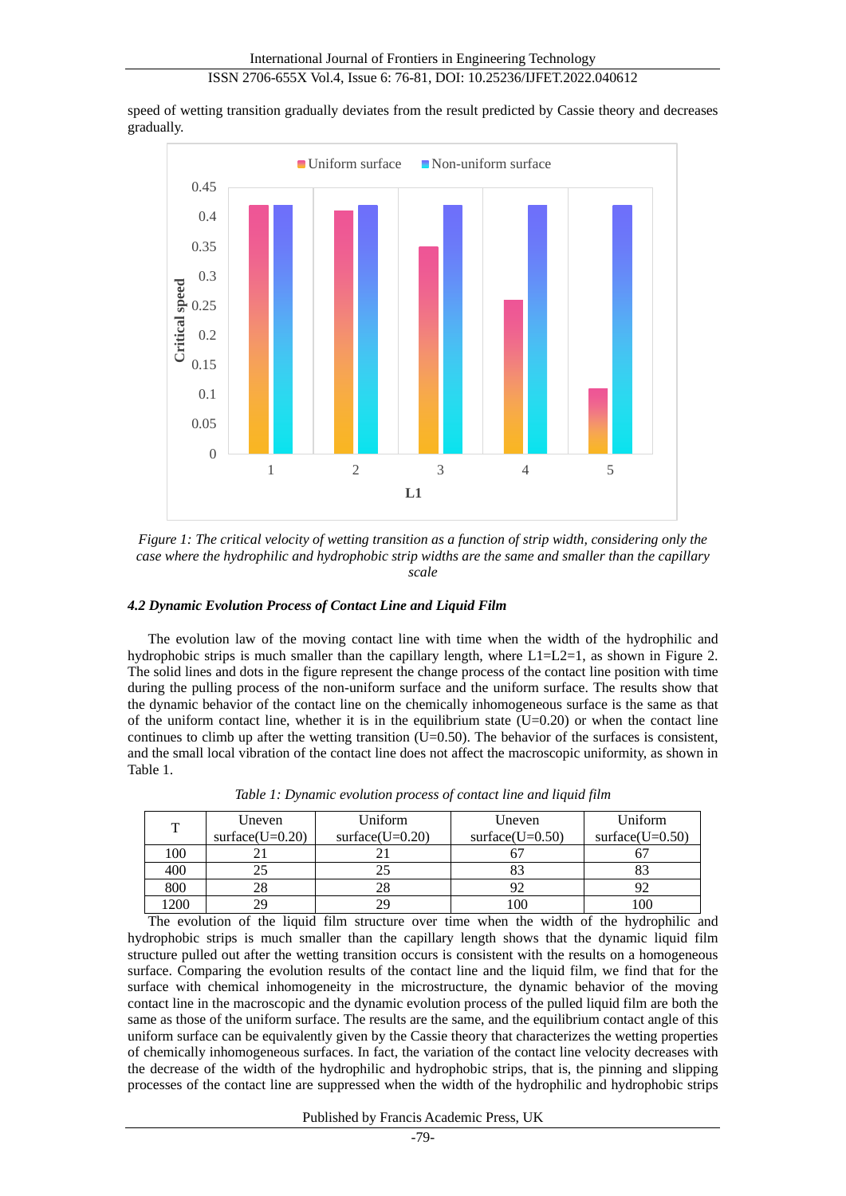speed of wetting transition gradually deviates from the result predicted by Cassie theory and decreases gradually.

Figure 1: The critical velocity of wetting transition as a function of strip width, considering only the case where the hydrophilic and hydrophobic strip widths are the same and smaller than the capillary scale

#### *4.2 Dynamic Evolution Process of Contact Line and Liquid Film*

The evolution law of the moving contact line with time when the width of the hydrophilic and hydrophobic strips is much smaller than the capillary length, where L1=L2=1, as shown in Figure 2. The solid lines and dots in the figure represent the change process of the contact line position with time during the pulling process of the non-uniform surface and the uniform surface. The results show that the dynamic behavior of the contact line on the chemically inhomogeneous surface is the same as that of the uniform contact line, whether it is in the equilibrium state (U=0.20) or when the contact line continues to climb up after the wetting transition (U=0.50). The behavior of the surfaces is consistent, and the small local vibration of the contact line does not affect the macroscopic uniformity, as shown in Table 1.

*Table 1: Dynamic evolution process of contact line and liquid film*

| T | Uneven surface(U=0.20) | Uniform surface(U=0.20) | Uneven surface(U=0.50) | Uniform surface(U=0.50) |
|---|---|---|---|---|
| 100 | 21 | 21 | 67 | 67 |
| 400 | 25 | 25 | 83 | 83 |
| 800 | 28 | 28 | 92 | 92 |
| 1200 | 29 | 29 | 100 | 100 |

The evolution of the liquid film structure over time when the width of the hydrophilic and hydrophobic strips is much smaller than the capillary length shows that the dynamic liquid film structure pulled out after the wetting transition occurs is consistent with the results on a homogeneous surface. Comparing the evolution results of the contact line and the liquid film, we find that for the surface with chemical inhomogeneity in the microstructure, the dynamic behavior of the moving contact line in the macroscopic and the dynamic evolution process of the pulled liquid film are both the same as those of the uniform surface. The results are the same, and the equilibrium contact angle of this uniform surface can be equivalently given by the Cassie theory that characterizes the wetting properties of chemically inhomogeneous surfaces. In fact, the variation of the contact line velocity decreases with the decrease of the width of the hydrophilic and hydrophobic strips, that is, the pinning and slipping processes of the contact line are suppressed when the width of the hydrophilic and hydrophobic strips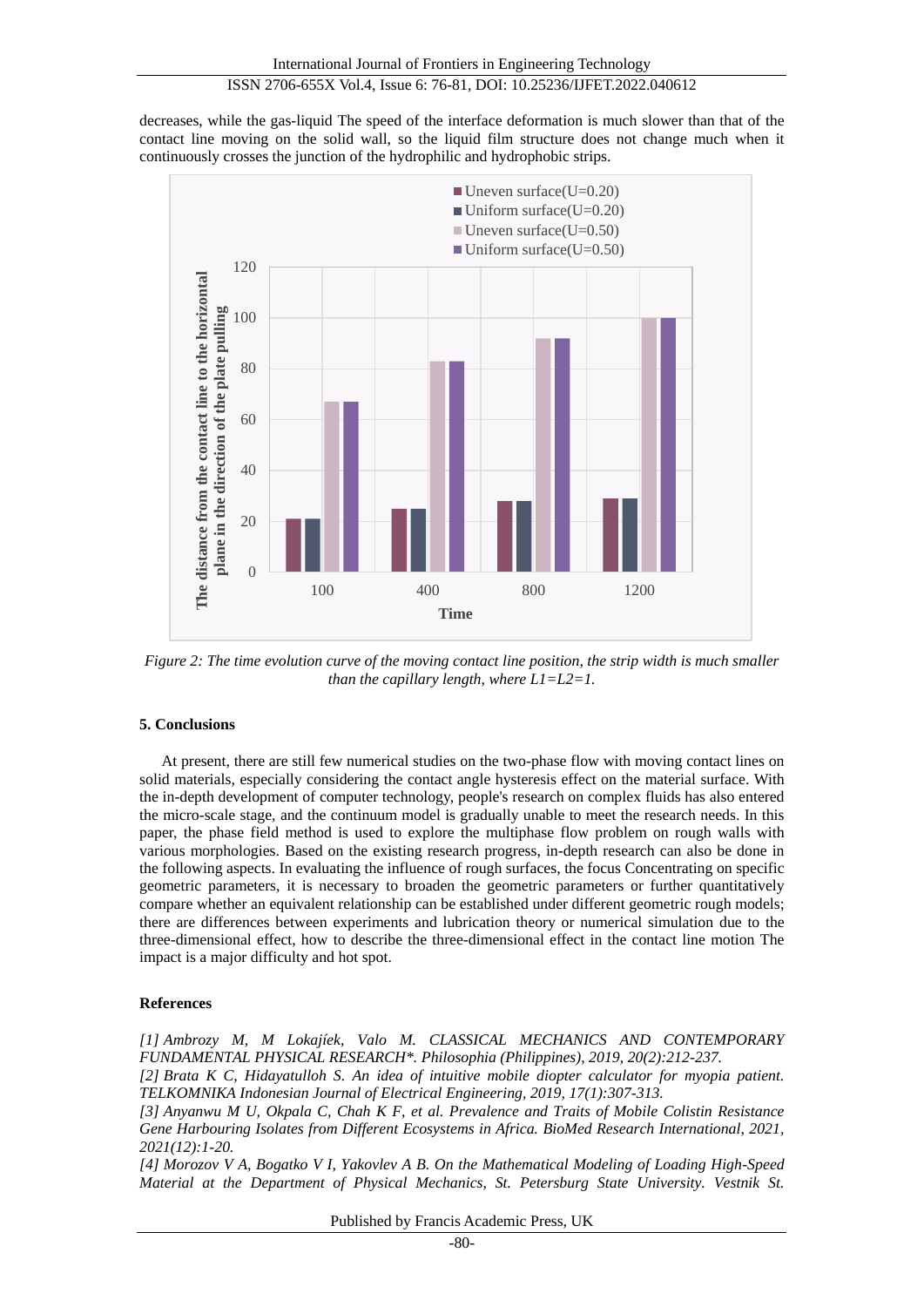decreases, while the gas-liquid The speed of the interface deformation is much slower than that of the contact line moving on the solid wall, so the liquid film structure does not change much when it continuously crosses the junction of the hydrophilic and hydrophobic strips.

*Figure 2: The time evolution curve of the moving contact line position, the strip width is much smaller than the capillary length, where L1=L2=1.*

## 5. Conclusions

At present, there are still few numerical studies on the two-phase flow with moving contact lines on solid materials, especially considering the contact angle hysteresis effect on the material surface. With the in-depth development of computer technology, people's research on complex fluids has also entered the micro-scale stage, and the continuum model is gradually unable to meet the research needs. In this paper, the phase field method is used to explore the multiphase flow problem on rough walls with various morphologies. Based on the existing research progress, in-depth research can also be done in the following aspects. In evaluating the influence of rough surfaces, the focus Concentrating on specific geometric parameters, it is necessary to broaden the geometric parameters or further quantitatively compare whether an equivalent relationship can be established under different geometric rough models; there are differences between experiments and lubrication theory or numerical simulation due to the three-dimensional effect, how to describe the three-dimensional effect in the contact line motion The impact is a major difficulty and hot spot.

## References

*[1] Ambrozy M, M Lokajíek, Valo M. CLASSICAL MECHANICS AND CONTEMPORARY FUNDAMENTAL PHYSICAL RESEARCH*. Philosophia (Philippines), 2019, 20(2):212-237.*

*[2] Brata K C, Hidayatulloh S. An idea of intuitive mobile diopter calculator for myopia patient. TELKOMNIKA Indonesian Journal of Electrical Engineering, 2019, 17(1):307-313.*

*[3] Anyanwu M U, Okpala C, Chah K F, et al. Prevalence and Traits of Mobile Colistin Resistance Gene Harbouring Isolates from Different Ecosystems in Africa. BioMed Research International, 2021, 2021(12):1-20.*

*[4] Morozov V A, Bogatko V I, Yakovlev A B. On the Mathematical Modeling of Loading High-Speed Material at the Department of Physical Mechanics, St. Petersburg State University. Vestnik St.*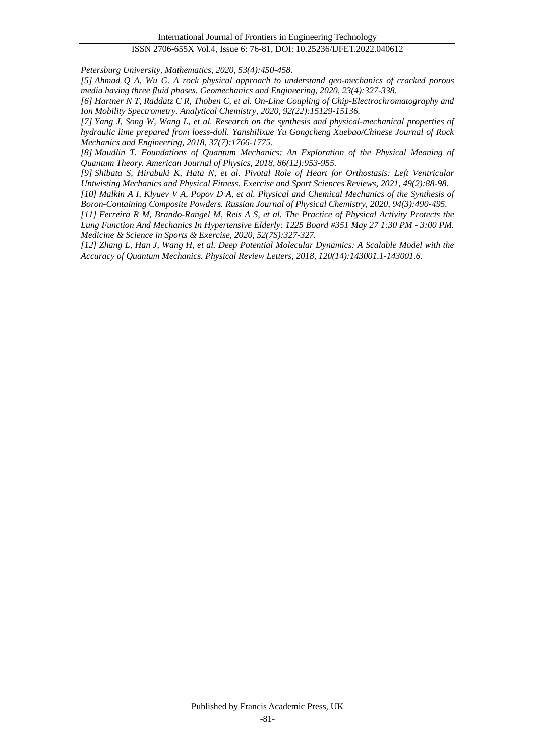*Petersburg University, Mathematics, 2020, 53(4):450-458.*

*[5] Ahmad Q A, Wu G. A rock physical approach to understand geo-mechanics of cracked porous media having three fluid phases. Geomechanics and Engineering, 2020, 23(4):327-338.*

*[6] Hartner N T, Raddatz C R, Thoben C, et al. On-Line Coupling of Chip-Electrochromatography and Ion Mobility Spectrometry. Analytical Chemistry, 2020, 92(22):15129-15136.*

*[7] Yang J, Song W, Wang L, et al. Research on the synthesis and physical-mechanical properties of hydraulic lime prepared from loess-doll. Yanshilixue Yu Gongcheng Xuebao/Chinese Journal of Rock Mechanics and Engineering, 2018, 37(7):1766-1775.*

*[8] Maudlin T. Foundations of Quantum Mechanics: An Exploration of the Physical Meaning of Quantum Theory. American Journal of Physics, 2018, 86(12):953-955.*

*[9] Shibata S, Hirabuki K, Hata N, et al. Pivotal Role of Heart for Orthostasis: Left Ventricular Untwisting Mechanics and Physical Fitness. Exercise and Sport Sciences Reviews, 2021, 49(2):88-98.*

*[10] Malkin A I, Klyuev V A, Popov D A, et al. Physical and Chemical Mechanics of the Synthesis of Boron-Containing Composite Powders. Russian Journal of Physical Chemistry, 2020, 94(3):490-495.*

*[11] Ferreira R M, Brando-Rangel M, Reis A S, et al. The Practice of Physical Activity Protects the Lung Function And Mechanics In Hypertensive Elderly: 1225 Board #351 May 27 1:30 PM - 3:00 PM. Medicine & Science in Sports & Exercise, 2020, 52(7S):327-327.*

*[12] Zhang L, Han J, Wang H, et al. Deep Potential Molecular Dynamics: A Scalable Model with the Accuracy of Quantum Mechanics. Physical Review Letters, 2018, 120(14):143001.1-143001.6.*